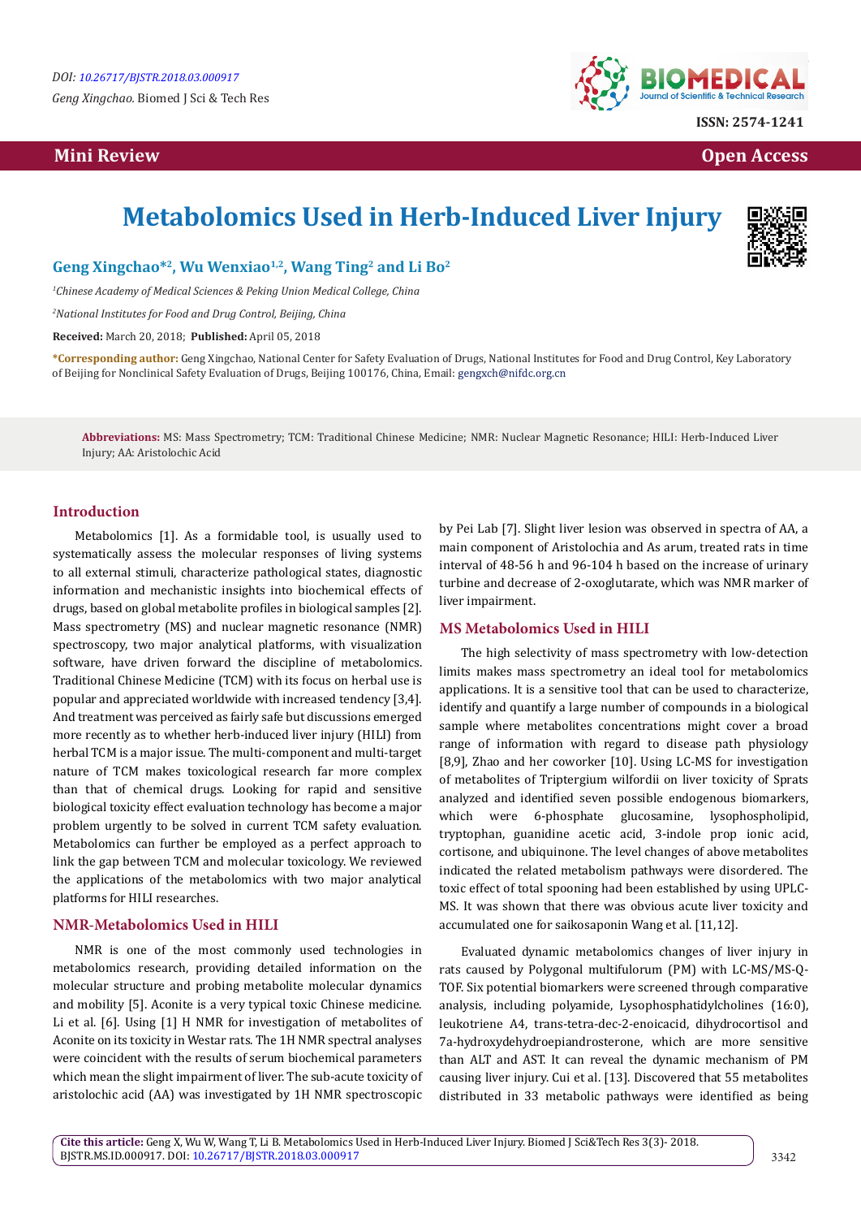DOI: 10.26717/BJSTR.2018.03.000917

*Geng Xingchao.* Biomed J Sci & Tech Res

ISSN: 2574-1241

**Mini Review** **Open Access**

# Metabolomics Used in Herb-Induced Liver Injury

**Geng Xingchao*[2], Wu Wenxiao[1,2], Wang Ting[2] and Li Bo[2]**

[1]*Chinese Academy of Medical Sciences & Peking Union Medical College, China*

[2]*National Institutes for Food and Drug Control, Beijing, China*

**Received:** March 20, 2018; **Published:** April 05, 2018

***Corresponding author:** Geng Xingchao, National Center for Safety Evaluation of Drugs, National Institutes for Food and Drug Control, Key Laboratory of Beijing for Nonclinical Safety Evaluation of Drugs, Beijing 100176, China, Email: gengxch@nifdc.org.cn

**Abbreviations:** MS: Mass Spectrometry; TCM: Traditional Chinese Medicine; NMR: Nuclear Magnetic Resonance; HILI: Herb-Induced Liver Injury; AA: Aristolochic Acid

## Introduction

Metabolomics [1]. As a formidable tool, is usually used to systematically assess the molecular responses of living systems to all external stimuli, characterize pathological states, diagnostic information and mechanistic insights into biochemical effects of drugs, based on global metabolite profiles in biological samples [2]. Mass spectrometry (MS) and nuclear magnetic resonance (NMR) spectroscopy, two major analytical platforms, with visualization software, have driven forward the discipline of metabolomics. Traditional Chinese Medicine (TCM) with its focus on herbal use is popular and appreciated worldwide with increased tendency [3,4]. And treatment was perceived as fairly safe but discussions emerged more recently as to whether herb-induced liver injury (HILI) from herbal TCM is a major issue. The multi-component and multi-target nature of TCM makes toxicological research far more complex than that of chemical drugs. Looking for rapid and sensitive biological toxicity effect evaluation technology has become a major problem urgently to be solved in current TCM safety evaluation. Metabolomics can further be employed as a perfect approach to link the gap between TCM and molecular toxicology. We reviewed the applications of the metabolomics with two major analytical platforms for HILI researches.

## NMR-Metabolomics Used in HILI

NMR is one of the most commonly used technologies in metabolomics research, providing detailed information on the molecular structure and probing metabolite molecular dynamics and mobility [5]. Aconite is a very typical toxic Chinese medicine. Li et al. [6]. Using [1] H NMR for investigation of metabolites of Aconite on its toxicity in Westar rats. The 1H NMR spectral analyses were coincident with the results of serum biochemical parameters which mean the slight impairment of liver. The sub-acute toxicity of aristolochic acid (AA) was investigated by 1H NMR spectroscopic by Pei Lab [7]. Slight liver lesion was observed in spectra of AA, a main component of Aristolochia and As arum, treated rats in time interval of 48-56 h and 96-104 h based on the increase of urinary turbine and decrease of 2-oxoglutarate, which was NMR marker of liver impairment.

## MS Metabolomics Used in HILI

The high selectivity of mass spectrometry with low-detection limits makes mass spectrometry an ideal tool for metabolomics applications. It is a sensitive tool that can be used to characterize, identify and quantify a large number of compounds in a biological sample where metabolites concentrations might cover a broad range of information with regard to disease path physiology [8,9], Zhao and her coworker [10]. Using LC-MS for investigation of metabolites of Triptergium wilfordii on liver toxicity of Sprats analyzed and identified seven possible endogenous biomarkers, which were 6-phosphate glucosamine, lysophospholipid, tryptophan, guanidine acetic acid, 3-indole prop ionic acid, cortisone, and ubiquinone. The level changes of above metabolites indicated the related metabolism pathways were disordered. The toxic effect of total spooning had been established by using UPLC-MS. It was shown that there was obvious acute liver toxicity and accumulated one for saikosaponin Wang et al. [11,12].

Evaluated dynamic metabolomics changes of liver injury in rats caused by Polygonal multifulorum (PM) with LC-MS/MS-Q-TOF. Six potential biomarkers were screened through comparative analysis, including polyamide, Lysophosphatidylcholines (16:0), leukotriene A4, trans-tetra-dec-2-enoicacid, dihydrocortisol and 7a-hydroxydehydroepiandrosterone, which are more sensitive than ALT and AST. It can reveal the dynamic mechanism of PM causing liver injury. Cui et al. [13]. Discovered that 55 metabolites distributed in 33 metabolic pathways were identified as being

**Cite this article:** Geng X, Wu W, Wang T, Li B. Metabolomics Used in Herb-Induced Liver Injury. Biomed J Sci&Tech Res 3(3)- 2018. BJSTR.MS.ID.000917. DOI: 10.26717/BJSTR.2018.03.000917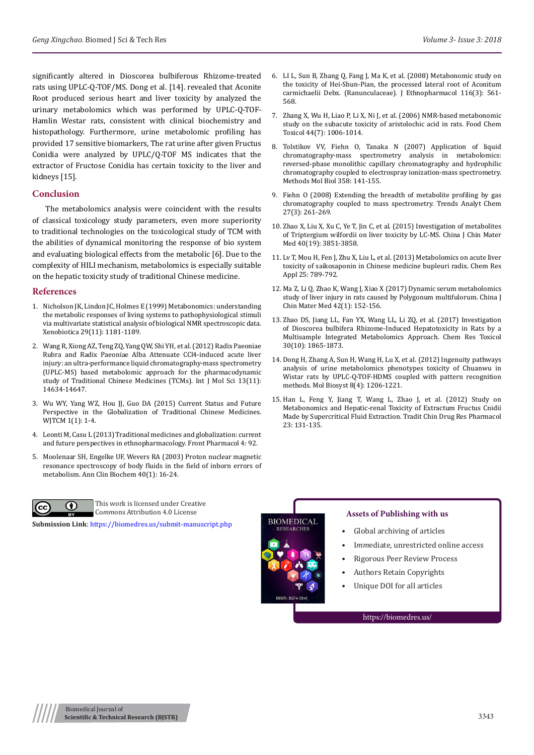significantly altered in Dioscorea bulbiferous Rhizome-treated rats using UPLC-Q-TOF/MS. Dong et al. [14]. revealed that Aconite Root produced serious heart and liver toxicity by analyzed the urinary metabolomics which was performed by UPLC-Q-TOF-Hamlin Westar rats, consistent with clinical biochemistry and histopathology. Furthermore, urine metabolomic profiling has provided 17 sensitive biomarkers, The rat urine after given Fructus Conidia were analyzed by UPLC/Q-TOF MS indicates that the extractor of Fructose Conidia has certain toxicity to the liver and kidneys [15].

## Conclusion

The metabolomics analysis were coincident with the results of classical toxicology study parameters, even more superiority to traditional technologies on the toxicological study of TCM with the abilities of dynamical monitoring the response of bio system and evaluating biological effects from the metabolic [6]. Due to the complexity of HILI mechanism, metabolomics is especially suitable on the hepatic toxicity study of traditional Chinese medicine.

## References

1. Nicholson JK, Lindon JC, Holmes E (1999) Metabonomics: understanding the metabolic responses of living systems to pathophysiological stimuli via multivariate statistical analysis of biological NMR spectroscopic data. Xenobiotica 29(11): 1181-1189.
2. Wang R, Xiong AZ, Teng ZQ, Yang QW, Shi YH, et al. (2012) Radix Paeoniae Rubra and Radix Paeoniae Alba Attenuate CCl4-induced acute liver injury: an ultra-performance liquid chromatography-mass spectrometry (UPLC-MS) based metabolomic approach for the pharmacodynamic study of Traditional Chinese Medicines (TCMs). Int J Mol Sci 13(11): 14634-14647.
3. Wu WY, Yang WZ, Hou JJ, Guo DA (2015) Current Status and Future Perspective in the Globalization of Traditional Chinese Medicines. WJTCM 1(1): 1-4.
4. Leonti M, Casu L (2013) Traditional medicines and globalization: current and future perspectives in ethnopharmacology. Front Pharmacol 4: 92.
5. Moolenaar SH, Engelke UF, Wevers RA (2003) Proton nuclear magnetic resonance spectroscopy of body fluids in the field of inborn errors of metabolism. Ann Clin Biochem 40(1): 16-24.
6. LI L, Sun B, Zhang Q, Fang J, Ma K, et al. (2008) Metabonomic study on the toxicity of Hei-Shun-Pian, the processed lateral root of Aconitum carmichaelii Debx. (Ranunculaceae). J Ethnopharmacol 116(3): 561-568.
7. Zhang X, Wu H, Liao P, Li X, Ni J, et al. (2006) NMR-based metabonomic study on the subacute toxicity of aristolochic acid in rats. Food Chem Toxicol 44(7): 1006-1014.
8. Tolstikov VV, Fiehn O, Tanaka N (2007) Application of liquid chromatography-mass spectrometry analysis in metabolomics: reversed-phase monolithic capillary chromatography and hydrophilic chromatography coupled to electrospray ionization-mass spectrometry. Methods Mol Biol 358: 141-155.
9. Fiehn O (2008) Extending the breadth of metabolite profiling by gas chromatography coupled to mass spectrometry. Trends Analyt Chem 27(3): 261-269.
10. Zhao X, Liu X, Xu C, Ye T, Jin C, et al. (2015) Investigation of metabolites of Triptergium wilfordii on liver toxicity by LC-MS. China J Chin Mater Med 40(19): 3851-3858.
11. Lv T, Mou H, Fen J, Zhu X, Liu L, et al. (2013) Metabolomics on acute liver toxicity of saikosaponin in Chinese medicine bupleuri radix. Chem Res Appl 25: 789-792.
12. Ma Z, Li Q, Zhao K, Wang J, Xiao X (2017) Dynamic serum metabolomics study of liver injury in rats caused by Polygonum multiflorum. China J Chin Mater Med 42(1): 152-156.
13. Zhao DS, Jiang LL, Fan YX, Wang LL, Li ZQ, et al. (2017) Investigation of Dioscorea bulbifera Rhizome-Induced Hepatotoxicity in Rats by a Multisample Integrated Metabolomics Approach. Chem Res Toxicol 30(10): 1865-1873.
14. Dong H, Zhang A, Sun H, Wang H, Lu X, et al. (2012) Ingenuity pathways analysis of urine metabolomics phenotypes toxicity of Chuanwu in Wistar rats by UPLC-Q-TOF-HDMS coupled with pattern recognition methods. Mol Biosyst 8(4): 1206-1221.
15. Han L, Feng Y, Jiang T, Wang L, Zhao J, et al. (2012) Study on Metabonomics and Hepatic-renal Toxicity of Extractum Fructus Cnidii Made by Supercritical Fluid Extraction. Tradit Chin Drug Res Pharmacol 23: 131-135.

This work is licensed under Creative Commons Attribution 4.0 License

**Submission Link**: https://biomedres.us/submit-manuscript.php

### Assets of Publishing with us

- Global archiving of articles
- Immediate, unrestricted online access
- Rigorous Peer Review Process
- Authors Retain Copyrights
- Unique DOI for all articles

https://biomedres.us/